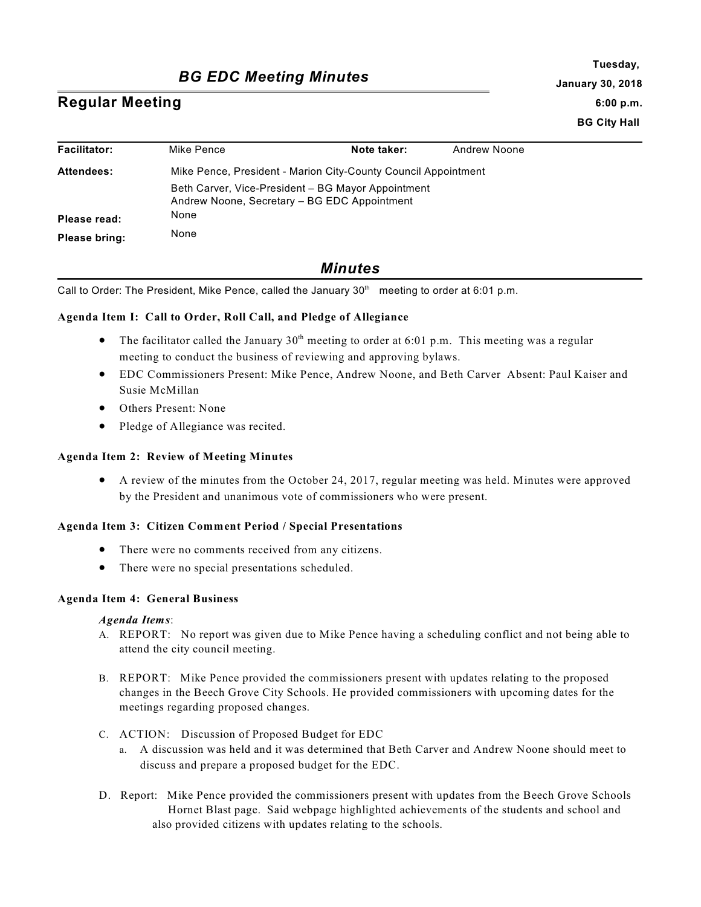# *BG EDC Meeting Minutes*

**Tuesday, January 30, 2018 6:00 p.m. BG City Hall**

## Regular Meeting

| | | | |
|---|---|---|---|
| **Facilitator:** | Mike Pence | **Note taker:** | Andrew Noone |
| **Attendees:** | Mike Pence, President - Marion City-County Council Appointment<br>Beth Carver, Vice-President – BG Mayor Appointment<br>Andrew Noone, Secretary – BG EDC Appointment | | |
| **Please read:** | None | | |
| **Please bring:** | None | | |

## *Minutes*

Call to Order: The President, Mike Pence, called the January 30th meeting to order at 6:01 p.m.

### Agenda Item I: Call to Order, Roll Call, and Pledge of Allegiance

- The facilitator called the January 30th meeting to order at 6:01 p.m. This meeting was a regular meeting to conduct the business of reviewing and approving bylaws.
- EDC Commissioners Present: Mike Pence, Andrew Noone, and Beth Carver Absent: Paul Kaiser and Susie McMillan
- Others Present: None
- Pledge of Allegiance was recited.

### Agenda Item 2: Review of Meeting Minutes

- A review of the minutes from the October 24, 2017, regular meeting was held. Minutes were approved by the President and unanimous vote of commissioners who were present.

### Agenda Item 3: Citizen Comment Period / Special Presentations

- There were no comments received from any citizens.
- There were no special presentations scheduled.

### Agenda Item 4: General Business

*Agenda Items*:

A. REPORT: No report was given due to Mike Pence having a scheduling conflict and not being able to attend the city council meeting.

B. REPORT: Mike Pence provided the commissioners present with updates relating to the proposed changes in the Beech Grove City Schools. He provided commissioners with upcoming dates for the meetings regarding proposed changes.

C. ACTION: Discussion of Proposed Budget for EDC
   a. A discussion was held and it was determined that Beth Carver and Andrew Noone should meet to discuss and prepare a proposed budget for the EDC.

D. Report: Mike Pence provided the commissioners present with updates from the Beech Grove Schools Hornet Blast page. Said webpage highlighted achievements of the students and school and also provided citizens with updates relating to the schools.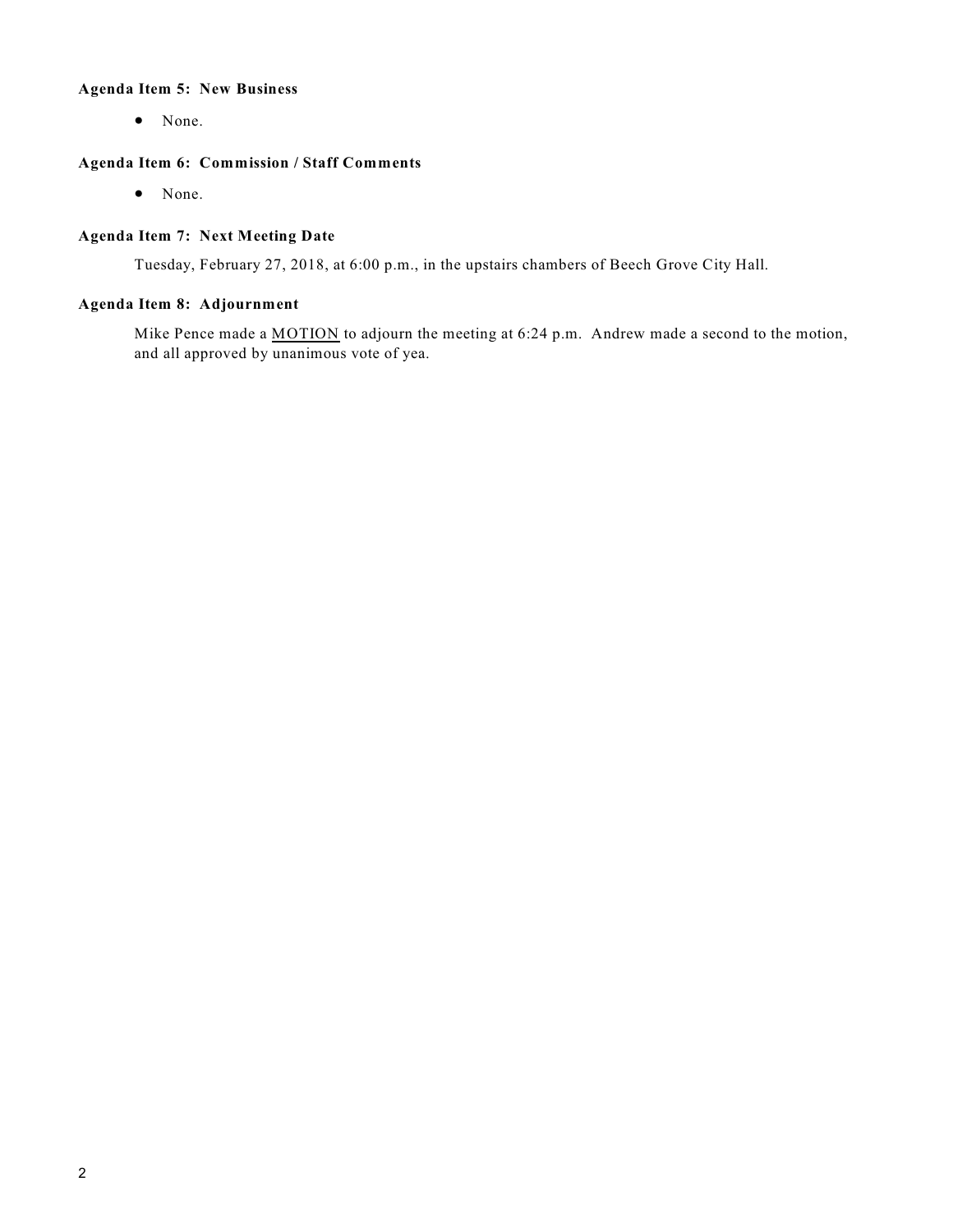**Agenda Item 5: New Business**

- None.

**Agenda Item 6: Commission / Staff Comments**

- None.

**Agenda Item 7: Next Meeting Date**

Tuesday, February 27, 2018, at 6:00 p.m., in the upstairs chambers of Beech Grove City Hall.

**Agenda Item 8: Adjournment**

Mike Pence made a <u>MOTION</u> to adjourn the meeting at 6:24 p.m. Andrew made a second to the motion, and all approved by unanimous vote of yea.